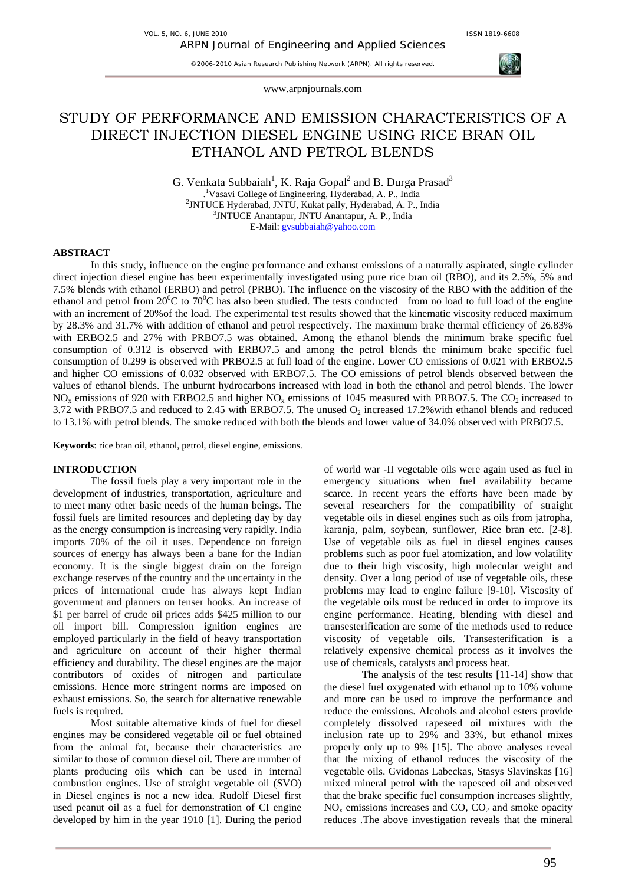# STUDY OF PERFORMANCE AND EMISSION CHARACTERISTICS OF A DIRECT INJECTION DIESEL ENGINE USING RICE BRAN OIL ETHANOL AND PETROL BLENDS

G. Venkata Subbaiah[1], K. Raja Gopal[2] and B. Durga Prasad[3]

[1]Vasavi College of Engineering, Hyderabad, A. P., India
[2]JNTUCE Hyderabad, JNTU, Kukat pally, Hyderabad, A. P., India
[3]JNTUCE Anantapur, JNTU Anantapur, A. P., India
E-Mail: gvsubbaiah@yahoo.com

## ABSTRACT

In this study, influence on the engine performance and exhaust emissions of a naturally aspirated, single cylinder direct injection diesel engine has been experimentally investigated using pure rice bran oil (RBO), and its 2.5%, 5% and 7.5% blends with ethanol (ERBO) and petrol (PRBO). The influence on the viscosity of the RBO with the addition of the ethanol and petrol from $20^0$C to $70^0$C has also been studied. The tests conducted from no load to full load of the engine with an increment of 20%of the load. The experimental test results showed that the kinematic viscosity reduced maximum by 28.3% and 31.7% with addition of ethanol and petrol respectively. The maximum brake thermal efficiency of 26.83% with ERBO2.5 and 27% with PRBO7.5 was obtained. Among the ethanol blends the minimum brake specific fuel consumption of 0.312 is observed with ERBO7.5 and among the petrol blends the minimum brake specific fuel consumption of 0.299 is observed with PRBO2.5 at full load of the engine. Lower CO emissions of 0.021 with ERBO2.5 and higher CO emissions of 0.032 observed with ERBO7.5. The CO emissions of petrol blends observed between the values of ethanol blends. The unburnt hydrocarbons increased with load in both the ethanol and petrol blends. The lower $NO_x$ emissions of 920 with ERBO2.5 and higher $NO_x$ emissions of 1045 measured with PRBO7.5. The $CO_2$ increased to 3.72 with PRBO7.5 and reduced to 2.45 with ERBO7.5. The unused $O_2$ increased 17.2%with ethanol blends and reduced to 13.1% with petrol blends. The smoke reduced with both the blends and lower value of 34.0% observed with PRBO7.5.

**Keywords**: rice bran oil, ethanol, petrol, diesel engine, emissions.

## INTRODUCTION

The fossil fuels play a very important role in the development of industries, transportation, agriculture and to meet many other basic needs of the human beings. The fossil fuels are limited resources and depleting day by day as the energy consumption is increasing very rapidly. India imports 70% of the oil it uses. Dependence on foreign sources of energy has always been a bane for the Indian economy. It is the single biggest drain on the foreign exchange reserves of the country and the uncertainty in the prices of international crude has always kept Indian government and planners on tenser hooks. An increase of \$1 per barrel of crude oil prices adds \$425 million to our oil import bill. Compression ignition engines are employed particularly in the field of heavy transportation and agriculture on account of their higher thermal efficiency and durability. The diesel engines are the major contributors of oxides of nitrogen and particulate emissions. Hence more stringent norms are imposed on exhaust emissions. So, the search for alternative renewable fuels is required.

Most suitable alternative kinds of fuel for diesel engines may be considered vegetable oil or fuel obtained from the animal fat, because their characteristics are similar to those of common diesel oil. There are number of plants producing oils which can be used in internal combustion engines. Use of straight vegetable oil (SVO) in Diesel engines is not a new idea. Rudolf Diesel first used peanut oil as a fuel for demonstration of CI engine developed by him in the year 1910 [1]. During the period of world war -II vegetable oils were again used as fuel in emergency situations when fuel availability became scarce. In recent years the efforts have been made by several researchers for the compatibility of straight vegetable oils in diesel engines such as oils from jatropha, karanja, palm, soybean, sunflower, Rice bran etc. [2-8]. Use of vegetable oils as fuel in diesel engines causes problems such as poor fuel atomization, and low volatility due to their high viscosity, high molecular weight and density. Over a long period of use of vegetable oils, these problems may lead to engine failure [9-10]. Viscosity of the vegetable oils must be reduced in order to improve its engine performance. Heating, blending with diesel and transesterification are some of the methods used to reduce viscosity of vegetable oils. Transesterification is a relatively expensive chemical process as it involves the use of chemicals, catalysts and process heat.

The analysis of the test results [11-14] show that the diesel fuel oxygenated with ethanol up to 10% volume and more can be used to improve the performance and reduce the emissions. Alcohols and alcohol esters provide completely dissolved rapeseed oil mixtures with the inclusion rate up to 29% and 33%, but ethanol mixes properly only up to 9% [15]. The above analyses reveal that the mixing of ethanol reduces the viscosity of the vegetable oils. Gvidonas Labeckas, Stasys Slavinskas [16] mixed mineral petrol with the rapeseed oil and observed that the brake specific fuel consumption increases slightly, $NO_x$ emissions increases and CO, $CO_2$ and smoke opacity reduces .The above investigation reveals that the mineral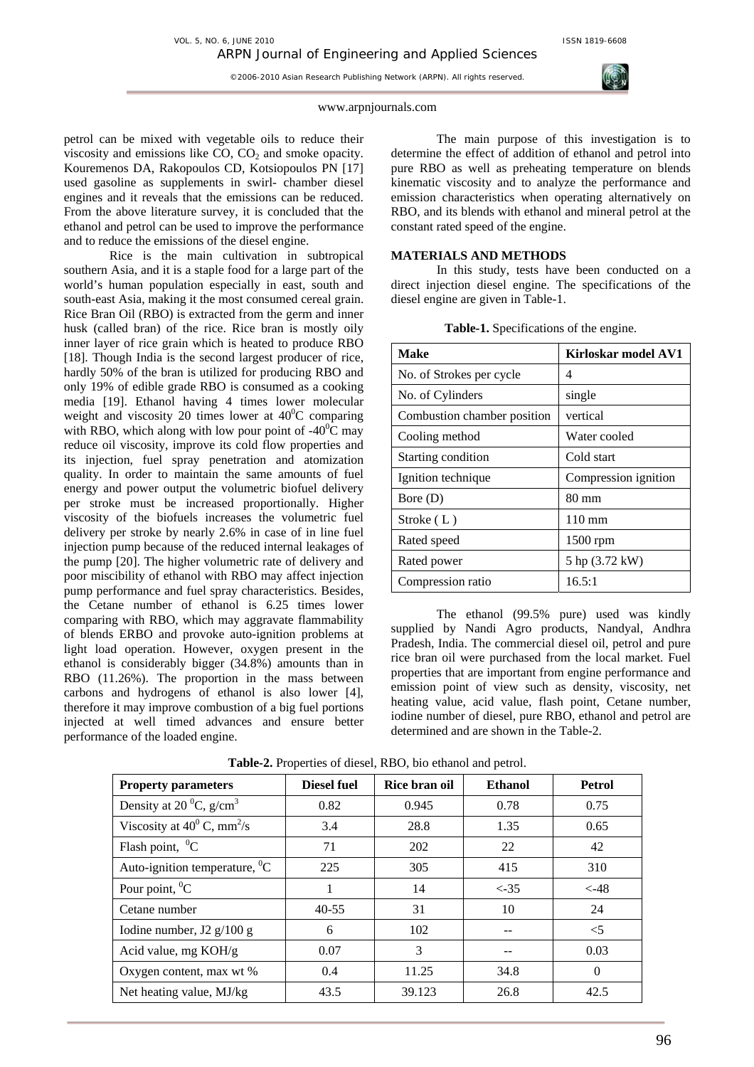petrol can be mixed with vegetable oils to reduce their viscosity and emissions like CO, $CO_2$ and smoke opacity. Kouremenos DA, Rakopoulos CD, Kotsiopoulos PN [17] used gasoline as supplements in swirl- chamber diesel engines and it reveals that the emissions can be reduced. From the above literature survey, it is concluded that the ethanol and petrol can be used to improve the performance and to reduce the emissions of the diesel engine.

Rice is the main cultivation in subtropical southern Asia, and it is a staple food for a large part of the world's human population especially in east, south and south-east Asia, making it the most consumed cereal grain. Rice Bran Oil (RBO) is extracted from the germ and inner husk (called bran) of the rice. Rice bran is mostly oily inner layer of rice grain which is heated to produce RBO [18]. Though India is the second largest producer of rice, hardly 50% of the bran is utilized for producing RBO and only 19% of edible grade RBO is consumed as a cooking media [19]. Ethanol having 4 times lower molecular weight and viscosity 20 times lower at $40^0$C comparing with RBO, which along with low pour point of -$40^0$C may reduce oil viscosity, improve its cold flow properties and its injection, fuel spray penetration and atomization quality. In order to maintain the same amounts of fuel energy and power output the volumetric biofuel delivery per stroke must be increased proportionally. Higher viscosity of the biofuels increases the volumetric fuel delivery per stroke by nearly 2.6% in case of in line fuel injection pump because of the reduced internal leakages of the pump [20]. The higher volumetric rate of delivery and poor miscibility of ethanol with RBO may affect injection pump performance and fuel spray characteristics. Besides, the Cetane number of ethanol is 6.25 times lower comparing with RBO, which may aggravate flammability of blends ERBO and provoke auto-ignition problems at light load operation. However, oxygen present in the ethanol is considerably bigger (34.8%) amounts than in RBO (11.26%). The proportion in the mass between carbons and hydrogens of ethanol is also lower [4], therefore it may improve combustion of a big fuel portions injected at well timed advances and ensure better performance of the loaded engine.

The main purpose of this investigation is to determine the effect of addition of ethanol and petrol into pure RBO as well as preheating temperature on blends kinematic viscosity and to analyze the performance and emission characteristics when operating alternatively on RBO, and its blends with ethanol and mineral petrol at the constant rated speed of the engine.

## MATERIALS AND METHODS

In this study, tests have been conducted on a direct injection diesel engine. The specifications of the diesel engine are given in Table-1.

**Table-1.** Specifications of the engine.

| Make | Kirloskar model AV1 |
|---|---|
| No. of Strokes per cycle | 4 |
| No. of Cylinders | single |
| Combustion chamber position | vertical |
| Cooling method | Water cooled |
| Starting condition | Cold start |
| Ignition technique | Compression ignition |
| Bore (D) | 80 mm |
| Stroke ( L ) | 110 mm |
| Rated speed | 1500 rpm |
| Rated power | 5 hp (3.72 kW) |
| Compression ratio | 16.5:1 |

The ethanol (99.5% pure) used was kindly supplied by Nandi Agro products, Nandyal, Andhra Pradesh, India. The commercial diesel oil, petrol and pure rice bran oil were purchased from the local market. Fuel properties that are important from engine performance and emission point of view such as density, viscosity, net heating value, acid value, flash point, Cetane number, iodine number of diesel, pure RBO, ethanol and petrol are determined and are shown in the Table-2.

**Table-2.** Properties of diesel, RBO, bio ethanol and petrol.

| Property parameters | Diesel fuel | Rice bran oil | Ethanol | Petrol |
|---|---|---|---|---|
| Density at 20 $^0$C, g/cm$^3$ | 0.82 | 0.945 | 0.78 | 0.75 |
| Viscosity at $40^0$ C, mm$^2$/s | 3.4 | 28.8 | 1.35 | 0.65 |
| Flash point, $^0$C | 71 | 202 | 22 | 42 |
| Auto-ignition temperature, $^0$C | 225 | 305 | 415 | 310 |
| Pour point, $^0$C | 1 | 14 | <-35 | <-48 |
| Cetane number | 40-55 | 31 | 10 | 24 |
| Iodine number, J2 g/100 g | 6 | 102 | -- | <5 |
| Acid value, mg KOH/g | 0.07 | 3 | -- | 0.03 |
| Oxygen content, max wt % | 0.4 | 11.25 | 34.8 | 0 |
| Net heating value, MJ/kg | 43.5 | 39.123 | 26.8 | 42.5 |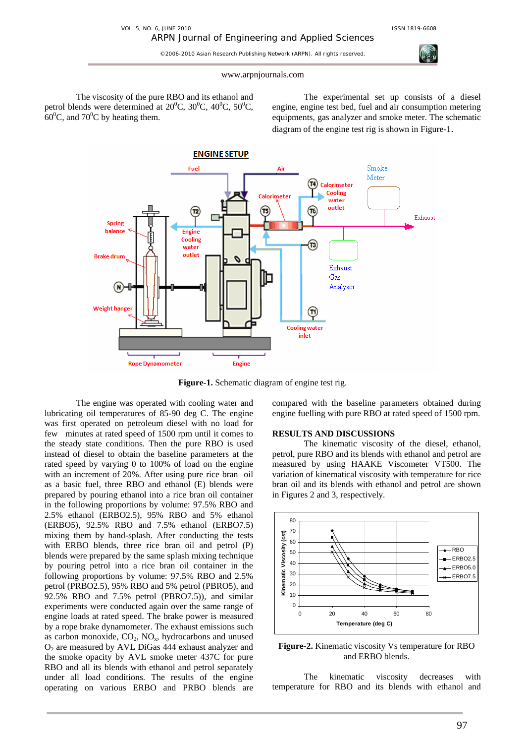The viscosity of the pure RBO and its ethanol and petrol blends were determined at $20^0$C, $30^0$C, $40^0$C, $50^0$C, $60^0$C, and $70^0$C by heating them.

The experimental set up consists of a diesel engine, engine test bed, fuel and air consumption metering equipments, gas analyzer and smoke meter. The schematic diagram of the engine test rig is shown in Figure-1.

**Figure-1.** Schematic diagram of engine test rig.

The engine was operated with cooling water and lubricating oil temperatures of 85-90 deg C. The engine was first operated on petroleum diesel with no load for few minutes at rated speed of 1500 rpm until it comes to the steady state conditions. Then the pure RBO is used instead of diesel to obtain the baseline parameters at the rated speed by varying 0 to 100% of load on the engine with an increment of 20%. After using pure rice bran oil as a basic fuel, three RBO and ethanol (E) blends were prepared by pouring ethanol into a rice bran oil container in the following proportions by volume: 97.5% RBO and 2.5% ethanol (ERBO2.5), 95% RBO and 5% ethanol (ERBO5), 92.5% RBO and 7.5% ethanol (ERBO7.5) mixing them by hand-splash. After conducting the tests with ERBO blends, three rice bran oil and petrol (P) blends were prepared by the same splash mixing technique by pouring petrol into a rice bran oil container in the following proportions by volume: 97.5% RBO and 2.5% petrol (PRBO2.5), 95% RBO and 5% petrol (PBRO5), and 92.5% RBO and 7.5% petrol (PBRO7.5)), and similar experiments were conducted again over the same range of engine loads at rated speed. The brake power is measured by a rope brake dynamometer. The exhaust emissions such as carbon monoxide, $CO_2$, $NO_x$, hydrocarbons and unused $O_2$ are measured by AVL DiGas 444 exhaust analyzer and the smoke opacity by AVL smoke meter 437C for pure RBO and all its blends with ethanol and petrol separately under all load conditions. The results of the engine operating on various ERBO and PRBO blends are compared with the baseline parameters obtained during engine fuelling with pure RBO at rated speed of 1500 rpm.

## RESULTS AND DISCUSSIONS

The kinematic viscosity of the diesel, ethanol, petrol, pure RBO and its blends with ethanol and petrol are measured by using HAAKE Viscometer VT500. The variation of kinematical viscosity with temperature for rice bran oil and its blends with ethanol and petrol are shown in Figures 2 and 3, respectively.

**Figure-2.** Kinematic viscosity Vs temperature for RBO and ERBO blends.

The kinematic viscosity decreases with temperature for RBO and its blends with ethanol and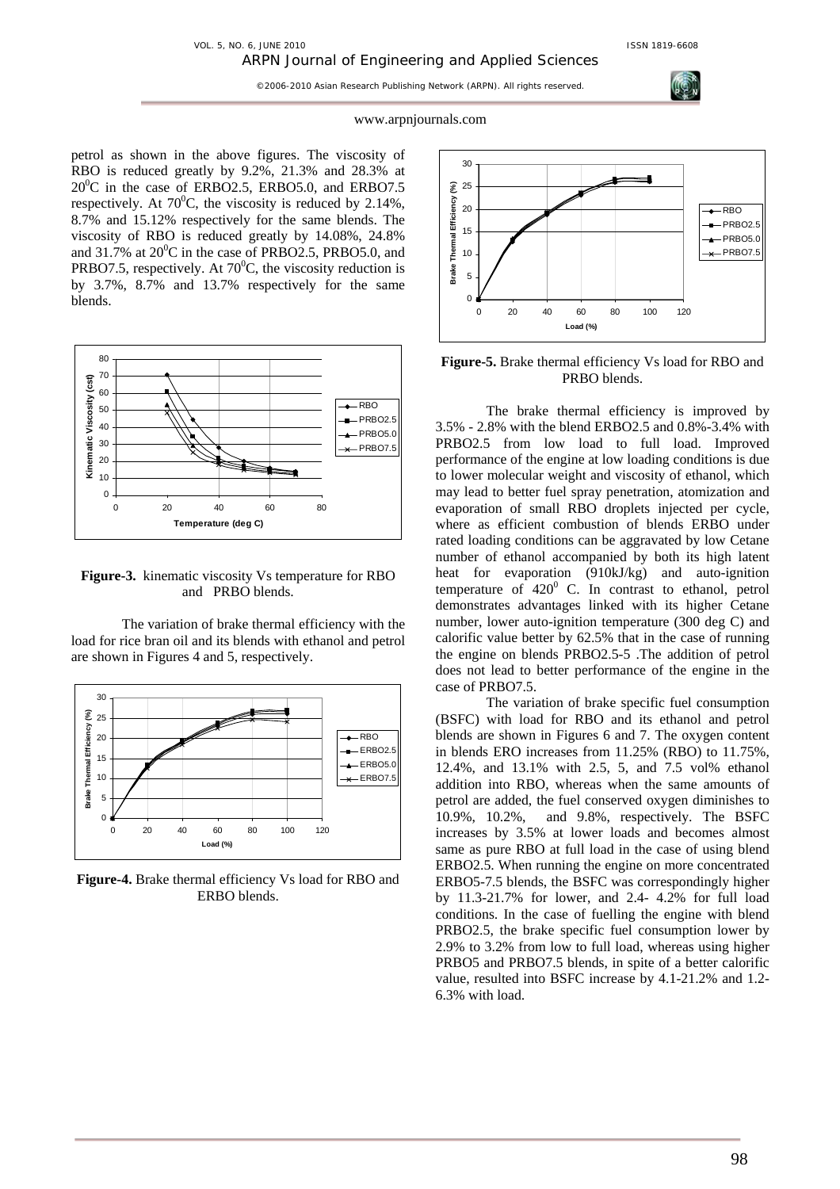petrol as shown in the above figures. The viscosity of RBO is reduced greatly by 9.2%, 21.3% and 28.3% at $20^0$C in the case of ERBO2.5, ERBO5.0, and ERBO7.5 respectively. At $70^0$C, the viscosity is reduced by 2.14%, 8.7% and 15.12% respectively for the same blends. The viscosity of RBO is reduced greatly by 14.08%, 24.8% and 31.7% at $20^0$C in the case of PRBO2.5, PRBO5.0, and PRBO7.5, respectively. At $70^0$C, the viscosity reduction is by 3.7%, 8.7% and 13.7% respectively for the same blends.

**Figure-3.** kinematic viscosity Vs temperature for RBO and PRBO blends.

The variation of brake thermal efficiency with the load for rice bran oil and its blends with ethanol and petrol are shown in Figures 4 and 5, respectively.

**Figure-4.** Brake thermal efficiency Vs load for RBO and ERBO blends.

**Figure-5.** Brake thermal efficiency Vs load for RBO and PRBO blends.

The brake thermal efficiency is improved by 3.5% - 2.8% with the blend ERBO2.5 and 0.8%-3.4% with PRBO2.5 from low load to full load. Improved performance of the engine at low loading conditions is due to lower molecular weight and viscosity of ethanol, which may lead to better fuel spray penetration, atomization and evaporation of small RBO droplets injected per cycle, where as efficient combustion of blends ERBO under rated loading conditions can be aggravated by low Cetane number of ethanol accompanied by both its high latent heat for evaporation (910kJ/kg) and auto-ignition temperature of $420^0$ C. In contrast to ethanol, petrol demonstrates advantages linked with its higher Cetane number, lower auto-ignition temperature (300 deg C) and calorific value better by 62.5% that in the case of running the engine on blends PRBO2.5-5 .The addition of petrol does not lead to better performance of the engine in the case of PRBO7.5.

The variation of brake specific fuel consumption (BSFC) with load for RBO and its ethanol and petrol blends are shown in Figures 6 and 7. The oxygen content in blends ERO increases from 11.25% (RBO) to 11.75%, 12.4%, and 13.1% with 2.5, 5, and 7.5 vol% ethanol addition into RBO, whereas when the same amounts of petrol are added, the fuel conserved oxygen diminishes to 10.9%, 10.2%, and 9.8%, respectively. The BSFC increases by 3.5% at lower loads and becomes almost same as pure RBO at full load in the case of using blend ERBO2.5. When running the engine on more concentrated ERBO5-7.5 blends, the BSFC was correspondingly higher by 11.3-21.7% for lower, and 2.4- 4.2% for full load conditions. In the case of fuelling the engine with blend PRBO2.5, the brake specific fuel consumption lower by 2.9% to 3.2% from low to full load, whereas using higher PRBO5 and PRBO7.5 blends, in spite of a better calorific value, resulted into BSFC increase by 4.1-21.2% and 1.2-6.3% with load.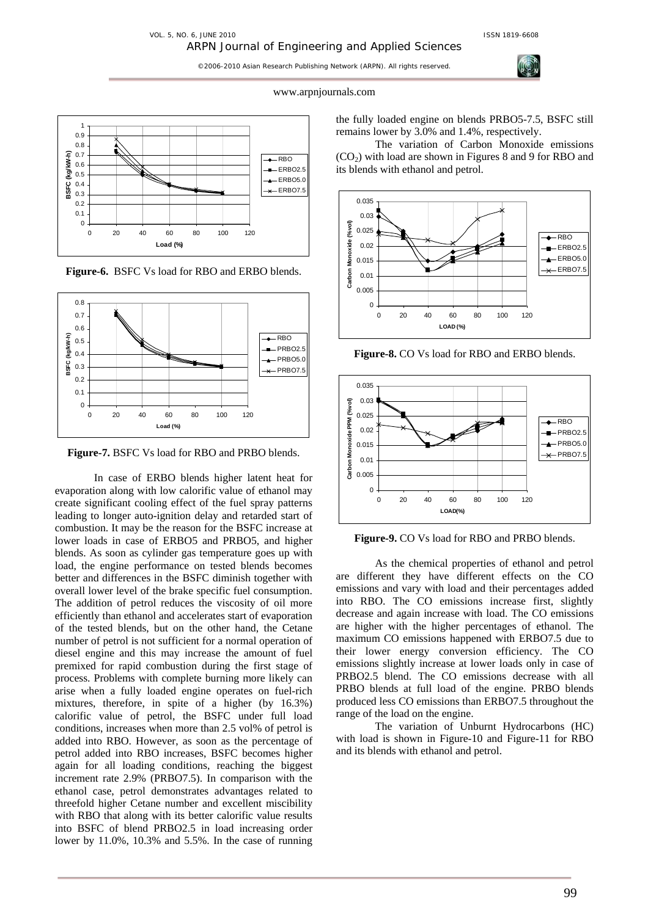Figure-6. BSFC Vs load for RBO and ERBO blends.

Figure-7. BSFC Vs load for RBO and PRBO blends.

In case of ERBO blends higher latent heat for evaporation along with low calorific value of ethanol may create significant cooling effect of the fuel spray patterns leading to longer auto-ignition delay and retarded start of combustion. It may be the reason for the BSFC increase at lower loads in case of ERBO5 and PRBO5, and higher blends. As soon as cylinder gas temperature goes up with load, the engine performance on tested blends becomes better and differences in the BSFC diminish together with overall lower level of the brake specific fuel consumption. The addition of petrol reduces the viscosity of oil more efficiently than ethanol and accelerates start of evaporation of the tested blends, but on the other hand, the Cetane number of petrol is not sufficient for a normal operation of diesel engine and this may increase the amount of fuel premixed for rapid combustion during the first stage of process. Problems with complete burning more likely can arise when a fully loaded engine operates on fuel-rich mixtures, therefore, in spite of a higher (by 16.3%) calorific value of petrol, the BSFC under full load conditions, increases when more than 2.5 vol% of petrol is added into RBO. However, as soon as the percentage of petrol added into RBO increases, BSFC becomes higher again for all loading conditions, reaching the biggest increment rate 2.9% (PRBO7.5). In comparison with the ethanol case, petrol demonstrates advantages related to threefold higher Cetane number and excellent miscibility with RBO that along with its better calorific value results into BSFC of blend PRBO2.5 in load increasing order lower by 11.0%, 10.3% and 5.5%. In the case of running the fully loaded engine on blends PRBO5-7.5, BSFC still remains lower by 3.0% and 1.4%, respectively.

The variation of Carbon Monoxide emissions ($CO_2$) with load are shown in Figures 8 and 9 for RBO and its blends with ethanol and petrol.

Figure-8. CO Vs load for RBO and ERBO blends.

Figure-9. CO Vs load for RBO and PRBO blends.

As the chemical properties of ethanol and petrol are different they have different effects on the CO emissions and vary with load and their percentages added into RBO. The CO emissions increase first, slightly decrease and again increase with load. The CO emissions are higher with the higher percentages of ethanol. The maximum CO emissions happened with ERBO7.5 due to their lower energy conversion efficiency. The CO emissions slightly increase at lower loads only in case of PRBO2.5 blend. The CO emissions decrease with all PRBO blends at full load of the engine. PRBO blends produced less CO emissions than ERBO7.5 throughout the range of the load on the engine.

The variation of Unburnt Hydrocarbons (HC) with load is shown in Figure-10 and Figure-11 for RBO and its blends with ethanol and petrol.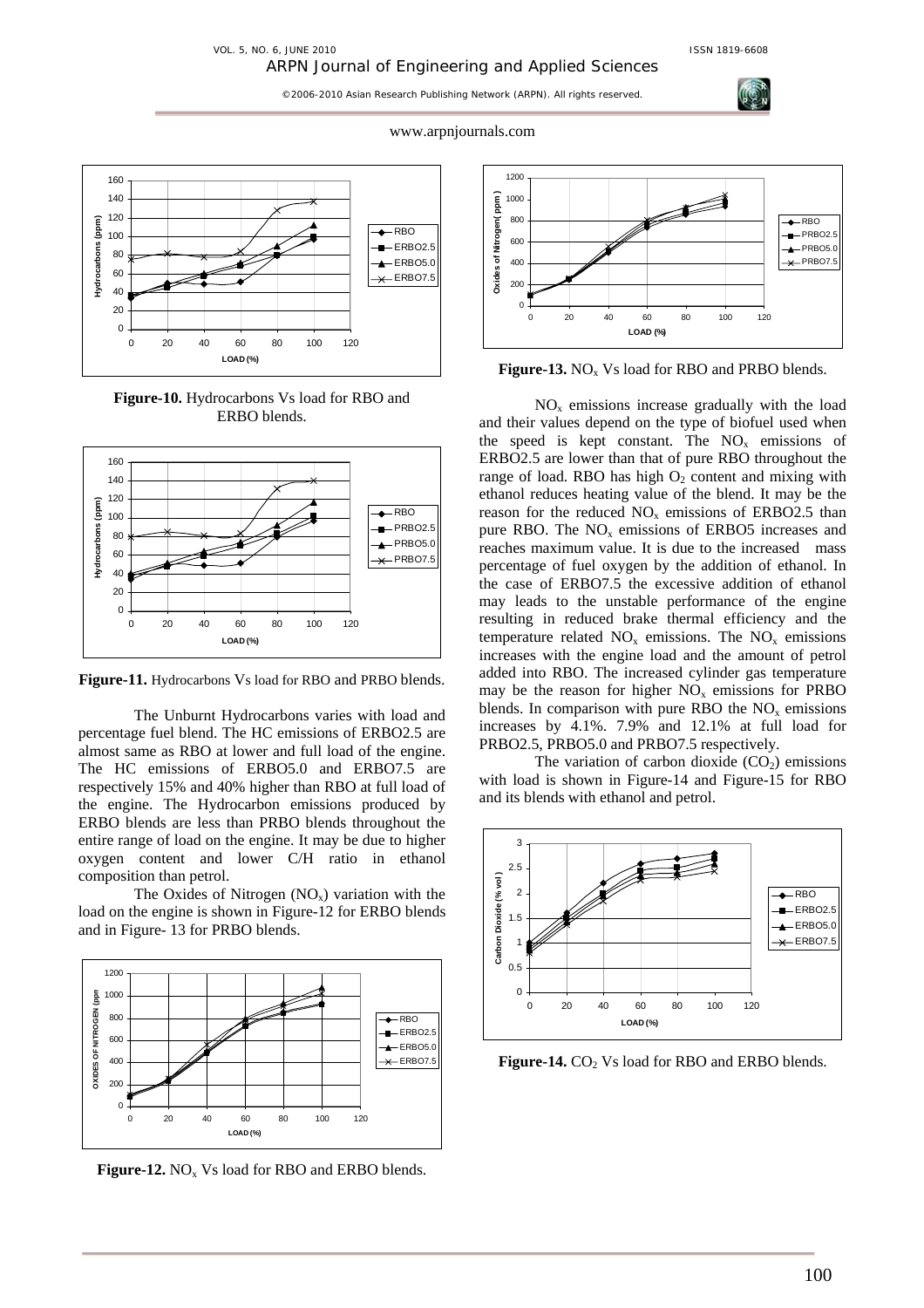**Figure-10.** Hydrocarbons Vs load for RBO and ERBO blends.

**Figure-11.** Hydrocarbons Vs load for RBO and PRBO blends.

The Unburnt Hydrocarbons varies with load and percentage fuel blend. The HC emissions of ERBO2.5 are almost same as RBO at lower and full load of the engine. The HC emissions of ERBO5.0 and ERBO7.5 are respectively 15% and 40% higher than RBO at full load of the engine. The Hydrocarbon emissions produced by ERBO blends are less than PRBO blends throughout the entire range of load on the engine. It may be due to higher oxygen content and lower C/H ratio in ethanol composition than petrol.

The Oxides of Nitrogen ($NO_x$) variation with the load on the engine is shown in Figure-12 for ERBO blends and in Figure- 13 for PRBO blends.

**Figure-12.** $NO_x$ Vs load for RBO and ERBO blends.

**Figure-13.** $NO_x$ Vs load for RBO and PRBO blends.

$NO_x$ emissions increase gradually with the load and their values depend on the type of biofuel used when the speed is kept constant. The $NO_x$ emissions of ERBO2.5 are lower than that of pure RBO throughout the range of load. RBO has high $O_2$ content and mixing with ethanol reduces heating value of the blend. It may be the reason for the reduced $NO_x$ emissions of ERBO2.5 than pure RBO. The $NO_x$ emissions of ERBO5 increases and reaches maximum value. It is due to the increased mass percentage of fuel oxygen by the addition of ethanol. In the case of ERBO7.5 the excessive addition of ethanol may leads to the unstable performance of the engine resulting in reduced brake thermal efficiency and the temperature related $NO_x$ emissions. The $NO_x$ emissions increases with the engine load and the amount of petrol added into RBO. The increased cylinder gas temperature may be the reason for higher $NO_x$ emissions for PRBO blends. In comparison with pure RBO the $NO_x$ emissions increases by 4.1%. 7.9% and 12.1% at full load for PRBO2.5, PRBO5.0 and PRBO7.5 respectively.

The variation of carbon dioxide ($CO_2$) emissions with load is shown in Figure-14 and Figure-15 for RBO and its blends with ethanol and petrol.

**Figure-14.** $CO_2$ Vs load for RBO and ERBO blends.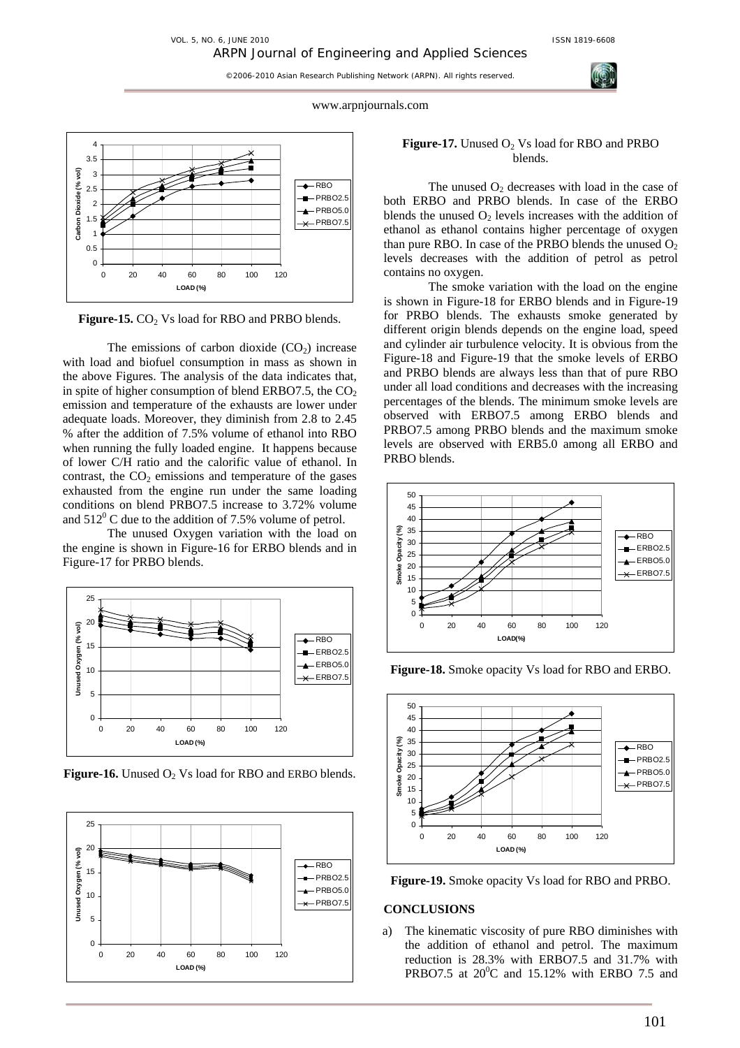**Figure-15.** $CO_2$ Vs load for RBO and PRBO blends.

The emissions of carbon dioxide ($CO_2$) increase with load and biofuel consumption in mass as shown in the above Figures. The analysis of the data indicates that, in spite of higher consumption of blend ERBO7.5, the $CO_2$ emission and temperature of the exhausts are lower under adequate loads. Moreover, they diminish from 2.8 to 2.45 % after the addition of 7.5% volume of ethanol into RBO when running the fully loaded engine. It happens because of lower C/H ratio and the calorific value of ethanol. In contrast, the $CO_2$ emissions and temperature of the gases exhausted from the engine run under the same loading conditions on blend PRBO7.5 increase to 3.72% volume and $512^0$ C due to the addition of 7.5% volume of petrol.

The unused Oxygen variation with the load on the engine is shown in Figure-16 for ERBO blends and in Figure-17 for PRBO blends.

**Figure-16.** Unused $O_2$ Vs load for RBO and ERBO blends.

**Figure-17.** Unused $O_2$ Vs load for RBO and PRBO blends.

The unused $O_2$ decreases with load in the case of both ERBO and PRBO blends. In case of the ERBO blends the unused $O_2$ levels increases with the addition of ethanol as ethanol contains higher percentage of oxygen than pure RBO. In case of the PRBO blends the unused $O_2$ levels decreases with the addition of petrol as petrol contains no oxygen.

The smoke variation with the load on the engine is shown in Figure-18 for ERBO blends and in Figure-19 for PRBO blends. The exhausts smoke generated by different origin blends depends on the engine load, speed and cylinder air turbulence velocity. It is obvious from the Figure-18 and Figure-19 that the smoke levels of ERBO and PRBO blends are always less than that of pure RBO under all load conditions and decreases with the increasing percentages of the blends. The minimum smoke levels are observed with ERBO7.5 among ERBO blends and PRBO7.5 among PRBO blends and the maximum smoke levels are observed with ERB5.0 among all ERBO and PRBO blends.

**Figure-18.** Smoke opacity Vs load for RBO and ERBO.

**Figure-19.** Smoke opacity Vs load for RBO and PRBO.

## CONCLUSIONS

a) The kinematic viscosity of pure RBO diminishes with the addition of ethanol and petrol. The maximum reduction is 28.3% with ERBO7.5 and 31.7% with PRBO7.5 at $20^0$C and 15.12% with ERBO 7.5 and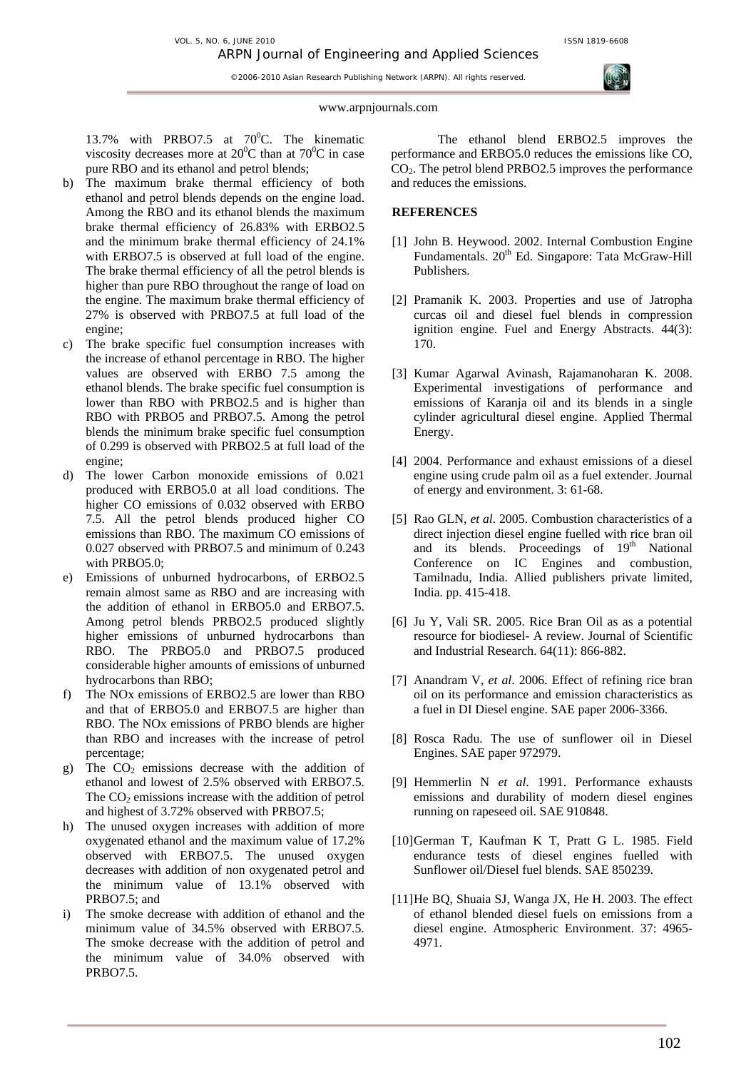13.7% with PRBO7.5 at $70^0$C. The kinematic viscosity decreases more at $20^0$C than at $70^0$C in case pure RBO and its ethanol and petrol blends;

b) The maximum brake thermal efficiency of both ethanol and petrol blends depends on the engine load. Among the RBO and its ethanol blends the maximum brake thermal efficiency of 26.83% with ERBO2.5 and the minimum brake thermal efficiency of 24.1% with ERBO7.5 is observed at full load of the engine. The brake thermal efficiency of all the petrol blends is higher than pure RBO throughout the range of load on the engine. The maximum brake thermal efficiency of 27% is observed with PRBO7.5 at full load of the engine;

c) The brake specific fuel consumption increases with the increase of ethanol percentage in RBO. The higher values are observed with ERBO 7.5 among the ethanol blends. The brake specific fuel consumption is lower than RBO with PRBO2.5 and is higher than RBO with PRBO5 and PRBO7.5. Among the petrol blends the minimum brake specific fuel consumption of 0.299 is observed with PRBO2.5 at full load of the engine;

d) The lower Carbon monoxide emissions of 0.021 produced with ERBO5.0 at all load conditions. The higher CO emissions of 0.032 observed with ERBO 7.5. All the petrol blends produced higher CO emissions than RBO. The maximum CO emissions of 0.027 observed with PRBO7.5 and minimum of 0.243 with PRBO5.0;

e) Emissions of unburned hydrocarbons, of ERBO2.5 remain almost same as RBO and are increasing with the addition of ethanol in ERBO5.0 and ERBO7.5. Among petrol blends PRBO2.5 produced slightly higher emissions of unburned hydrocarbons than RBO. The PRBO5.0 and PRBO7.5 produced considerable higher amounts of emissions of unburned hydrocarbons than RBO;

f) The NOx emissions of ERBO2.5 are lower than RBO and that of ERBO5.0 and ERBO7.5 are higher than RBO. The NOx emissions of PRBO blends are higher than RBO and increases with the increase of petrol percentage;

g) The $CO_2$ emissions decrease with the addition of ethanol and lowest of 2.5% observed with ERBO7.5. The $CO_2$ emissions increase with the addition of petrol and highest of 3.72% observed with PRBO7.5;

h) The unused oxygen increases with addition of more oxygenated ethanol and the maximum value of 17.2% observed with ERBO7.5. The unused oxygen decreases with addition of non oxygenated petrol and the minimum value of 13.1% observed with PRBO7.5; and

i) The smoke decrease with addition of ethanol and the minimum value of 34.5% observed with ERBO7.5. The smoke decrease with the addition of petrol and the minimum value of 34.0% observed with PRBO7.5.

The ethanol blend ERBO2.5 improves the performance and ERBO5.0 reduces the emissions like CO, $CO_2$. The petrol blend PRBO2.5 improves the performance and reduces the emissions.

## REFERENCES

[1] John B. Heywood. 2002. Internal Combustion Engine Fundamentals. 20[th] Ed. Singapore: Tata McGraw-Hill Publishers.

[2] Pramanik K. 2003. Properties and use of Jatropha curcas oil and diesel fuel blends in compression ignition engine. Fuel and Energy Abstracts. 44(3): 170.

[3] Kumar Agarwal Avinash, Rajamanoharan K. 2008. Experimental investigations of performance and emissions of Karanja oil and its blends in a single cylinder agricultural diesel engine. Applied Thermal Energy.

[4] 2004. Performance and exhaust emissions of a diesel engine using crude palm oil as a fuel extender. Journal of energy and environment. 3: 61-68.

[5] Rao GLN, *et al*. 2005. Combustion characteristics of a direct injection diesel engine fuelled with rice bran oil and its blends. Proceedings of 19[th] National Conference on IC Engines and combustion, Tamilnadu, India. Allied publishers private limited, India. pp. 415-418.

[6] Ju Y, Vali SR. 2005. Rice Bran Oil as as a potential resource for biodiesel- A review. Journal of Scientific and Industrial Research. 64(11): 866-882.

[7] Anandram V, *et al*. 2006. Effect of refining rice bran oil on its performance and emission characteristics as a fuel in DI Diesel engine. SAE paper 2006-3366.

[8] Rosca Radu. The use of sunflower oil in Diesel Engines. SAE paper 972979.

[9] Hemmerlin N *et al.* 1991. Performance exhausts emissions and durability of modern diesel engines running on rapeseed oil. SAE 910848.

[10] German T, Kaufman K T, Pratt G L. 1985. Field endurance tests of diesel engines fuelled with Sunflower oil/Diesel fuel blends. SAE 850239.

[11] He BQ, Shuaia SJ, Wanga JX, He H. 2003. The effect of ethanol blended diesel fuels on emissions from a diesel engine. Atmospheric Environment. 37: 4965-4971.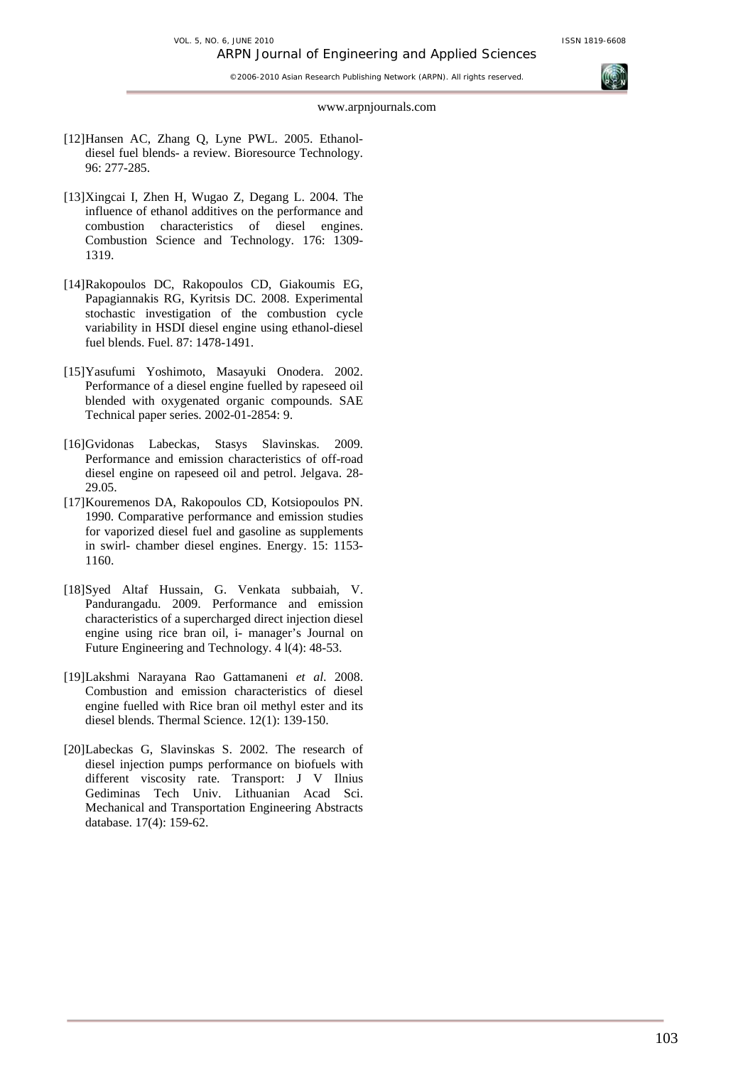[12]Hansen AC, Zhang Q, Lyne PWL. 2005. Ethanol-diesel fuel blends- a review. Bioresource Technology. 96: 277-285.

[13]Xingcai I, Zhen H, Wugao Z, Degang L. 2004. The influence of ethanol additives on the performance and combustion characteristics of diesel engines. Combustion Science and Technology. 176: 1309-1319.

[14]Rakopoulos DC, Rakopoulos CD, Giakoumis EG, Papagiannakis RG, Kyritsis DC. 2008. Experimental stochastic investigation of the combustion cycle variability in HSDI diesel engine using ethanol-diesel fuel blends. Fuel. 87: 1478-1491.

[15]Yasufumi Yoshimoto, Masayuki Onodera. 2002. Performance of a diesel engine fuelled by rapeseed oil blended with oxygenated organic compounds. SAE Technical paper series. 2002-01-2854: 9.

[16]Gvidonas Labeckas, Stasys Slavinskas. 2009. Performance and emission characteristics of off-road diesel engine on rapeseed oil and petrol. Jelgava. 28-29.05.

[17]Kouremenos DA, Rakopoulos CD, Kotsiopoulos PN. 1990. Comparative performance and emission studies for vaporized diesel fuel and gasoline as supplements in swirl- chamber diesel engines. Energy. 15: 1153-1160.

[18]Syed Altaf Hussain, G. Venkata subbaiah, V. Pandurangadu. 2009. Performance and emission characteristics of a supercharged direct injection diesel engine using rice bran oil, i- manager's Journal on Future Engineering and Technology. 4 l(4): 48-53.

[19]Lakshmi Narayana Rao Gattamaneni *et al*. 2008. Combustion and emission characteristics of diesel engine fuelled with Rice bran oil methyl ester and its diesel blends. Thermal Science. 12(1): 139-150.

[20]Labeckas G, Slavinskas S. 2002. The research of diesel injection pumps performance on biofuels with different viscosity rate. Transport: J V Ilnius Gediminas Tech Univ. Lithuanian Acad Sci. Mechanical and Transportation Engineering Abstracts database. 17(4): 159-62.